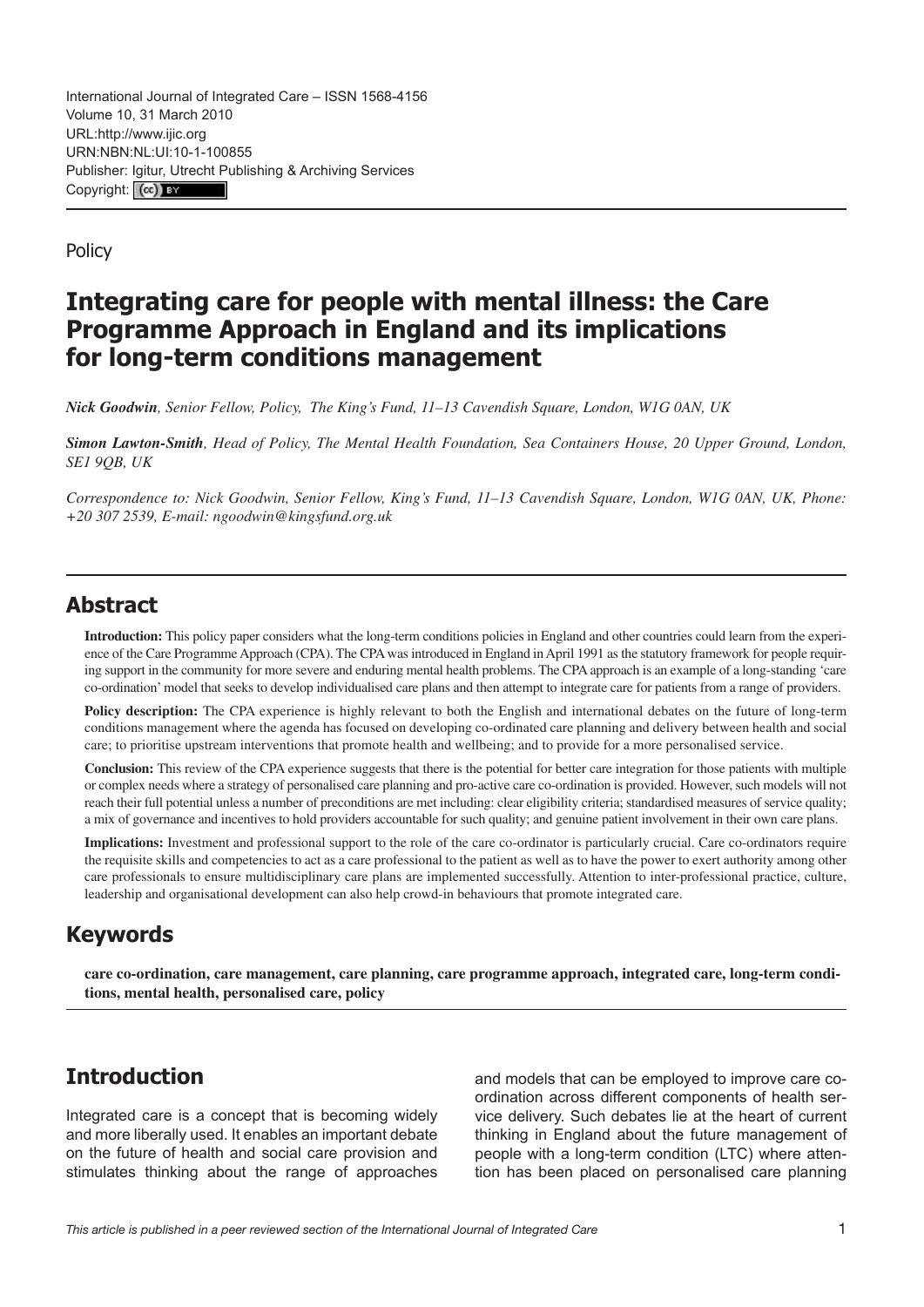International Journal of Integrated Care – ISSN 1568-4156
Volume 10, 31 March 2010
URL:http://www.ijic.org
URN:NBN:NL:UI:10-1-100855
Publisher: Igitur, Utrecht Publishing & Archiving Services
Copyright: (cc) BY

Policy

# Integrating care for people with mental illness: the Care Programme Approach in England and its implications for long-term conditions management

***Nick Goodwin**, Senior Fellow, Policy, The King's Fund, 11–13 Cavendish Square, London, W1G 0AN, UK*

***Simon Lawton-Smith**, Head of Policy, The Mental Health Foundation, Sea Containers House, 20 Upper Ground, London, SE1 9QB, UK*

*Correspondence to: Nick Goodwin, Senior Fellow, King's Fund, 11–13 Cavendish Square, London, W1G 0AN, UK, Phone: +20 307 2539, E-mail: ngoodwin@kingsfund.org.uk*

## Abstract

**Introduction:** This policy paper considers what the long-term conditions policies in England and other countries could learn from the experience of the Care Programme Approach (CPA). The CPA was introduced in England in April 1991 as the statutory framework for people requiring support in the community for more severe and enduring mental health problems. The CPA approach is an example of a long-standing 'care co-ordination' model that seeks to develop individualised care plans and then attempt to integrate care for patients from a range of providers.

**Policy description:** The CPA experience is highly relevant to both the English and international debates on the future of long-term conditions management where the agenda has focused on developing co-ordinated care planning and delivery between health and social care; to prioritise upstream interventions that promote health and wellbeing; and to provide for a more personalised service.

**Conclusion:** This review of the CPA experience suggests that there is the potential for better care integration for those patients with multiple or complex needs where a strategy of personalised care planning and pro-active care co-ordination is provided. However, such models will not reach their full potential unless a number of preconditions are met including: clear eligibility criteria; standardised measures of service quality; a mix of governance and incentives to hold providers accountable for such quality; and genuine patient involvement in their own care plans.

**Implications:** Investment and professional support to the role of the care co-ordinator is particularly crucial. Care co-ordinators require the requisite skills and competencies to act as a care professional to the patient as well as to have the power to exert authority among other care professionals to ensure multidisciplinary care plans are implemented successfully. Attention to inter-professional practice, culture, leadership and organisational development can also help crowd-in behaviours that promote integrated care.

## Keywords

**care co-ordination, care management, care planning, care programme approach, integrated care, long-term conditions, mental health, personalised care, policy**

## Introduction

Integrated care is a concept that is becoming widely and more liberally used. It enables an important debate on the future of health and social care provision and stimulates thinking about the range of approaches and models that can be employed to improve care co-ordination across different components of health service delivery. Such debates lie at the heart of current thinking in England about the future management of people with a long-term condition (LTC) where attention has been placed on personalised care planning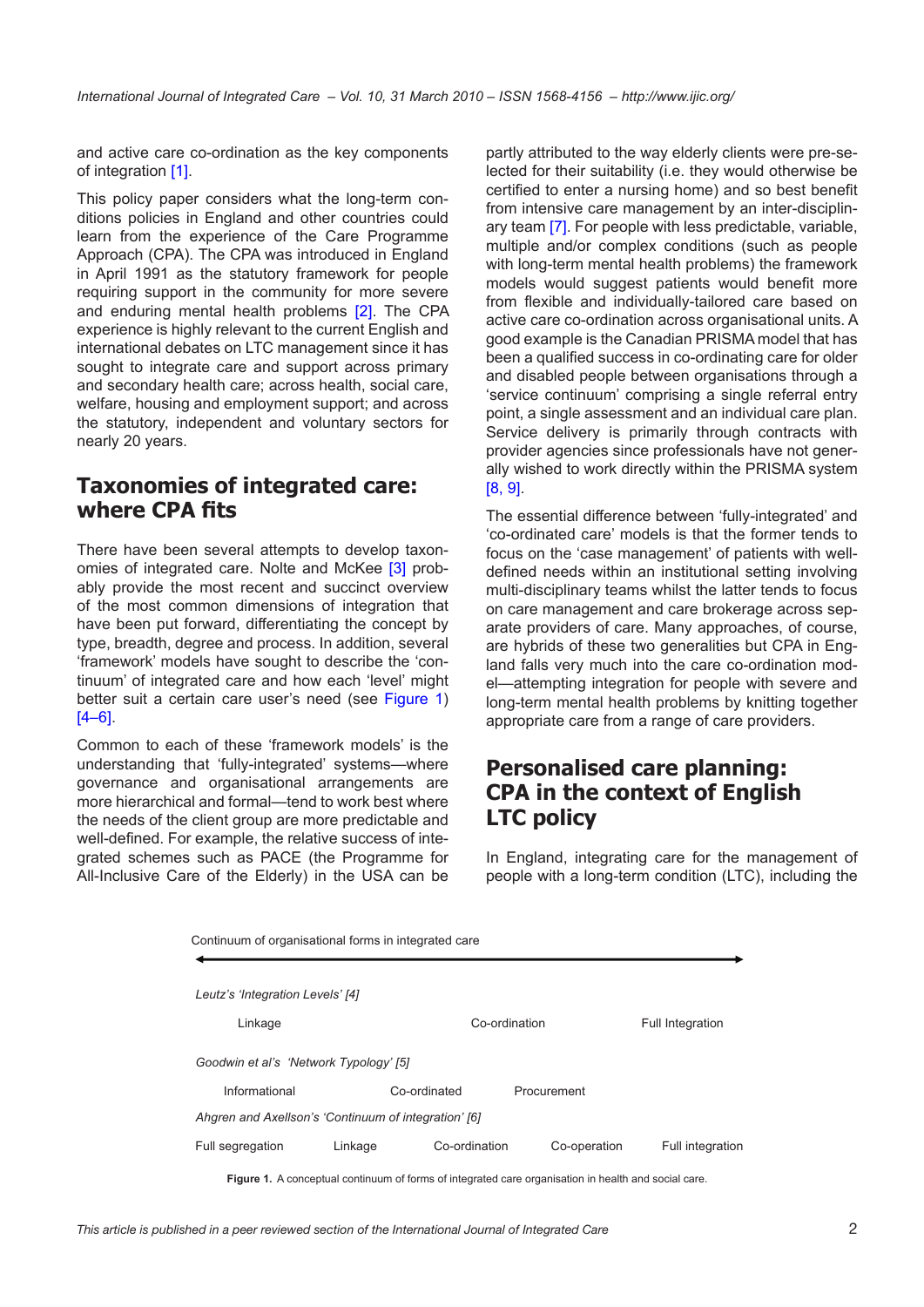and active care co-ordination as the key components of integration [1].

This policy paper considers what the long-term conditions policies in England and other countries could learn from the experience of the Care Programme Approach (CPA). The CPA was introduced in England in April 1991 as the statutory framework for people requiring support in the community for more severe and enduring mental health problems [2]. The CPA experience is highly relevant to the current English and international debates on LTC management since it has sought to integrate care and support across primary and secondary health care; across health, social care, welfare, housing and employment support; and across the statutory, independent and voluntary sectors for nearly 20 years.

## Taxonomies of integrated care: where CPA fits

There have been several attempts to develop taxonomies of integrated care. Nolte and McKee [3] probably provide the most recent and succinct overview of the most common dimensions of integration that have been put forward, differentiating the concept by type, breadth, degree and process. In addition, several 'framework' models have sought to describe the 'continuum' of integrated care and how each 'level' might better suit a certain care user's need (see Figure 1) [4–6].

Common to each of these 'framework models' is the understanding that 'fully-integrated' systems—where governance and organisational arrangements are more hierarchical and formal—tend to work best where the needs of the client group are more predictable and well-defined. For example, the relative success of integrated schemes such as PACE (the Programme for All-Inclusive Care of the Elderly) in the USA can be partly attributed to the way elderly clients were pre-selected for their suitability (i.e. they would otherwise be certified to enter a nursing home) and so best benefit from intensive care management by an inter-disciplinary team [7]. For people with less predictable, variable, multiple and/or complex conditions (such as people with long-term mental health problems) the framework models would suggest patients would benefit more from flexible and individually-tailored care based on active care co-ordination across organisational units. A good example is the Canadian PRISMA model that has been a qualified success in co-ordinating care for older and disabled people between organisations through a 'service continuum' comprising a single referral entry point, a single assessment and an individual care plan. Service delivery is primarily through contracts with provider agencies since professionals have not generally wished to work directly within the PRISMA system [8, 9].

The essential difference between 'fully-integrated' and 'co-ordinated care' models is that the former tends to focus on the 'case management' of patients with well-defined needs within an institutional setting involving multi-disciplinary teams whilst the latter tends to focus on care management and care brokerage across separate providers of care. Many approaches, of course, are hybrids of these two generalities but CPA in England falls very much into the care co-ordination model—attempting integration for people with severe and long-term mental health problems by knitting together appropriate care from a range of care providers.

## Personalised care planning: CPA in the context of English LTC policy

In England, integrating care for the management of people with a long-term condition (LTC), including the

Continuum of organisational forms in integrated care

*Leutz's 'Integration Levels' [4]*

| Linkage | Co-ordination | Full Integration |
|---|---|---|

*Goodwin et al's 'Network Typology' [5]*

| Informational | Co-ordinated | Procurement |
|---|---|---|

*Ahgren and Axellson's 'Continuum of integration' [6]*

| Full segregation | Linkage | Co-ordination | Co-operation | Full integration |
|---|---|---|---|---|

**Figure 1.** A conceptual continuum of forms of integrated care organisation in health and social care.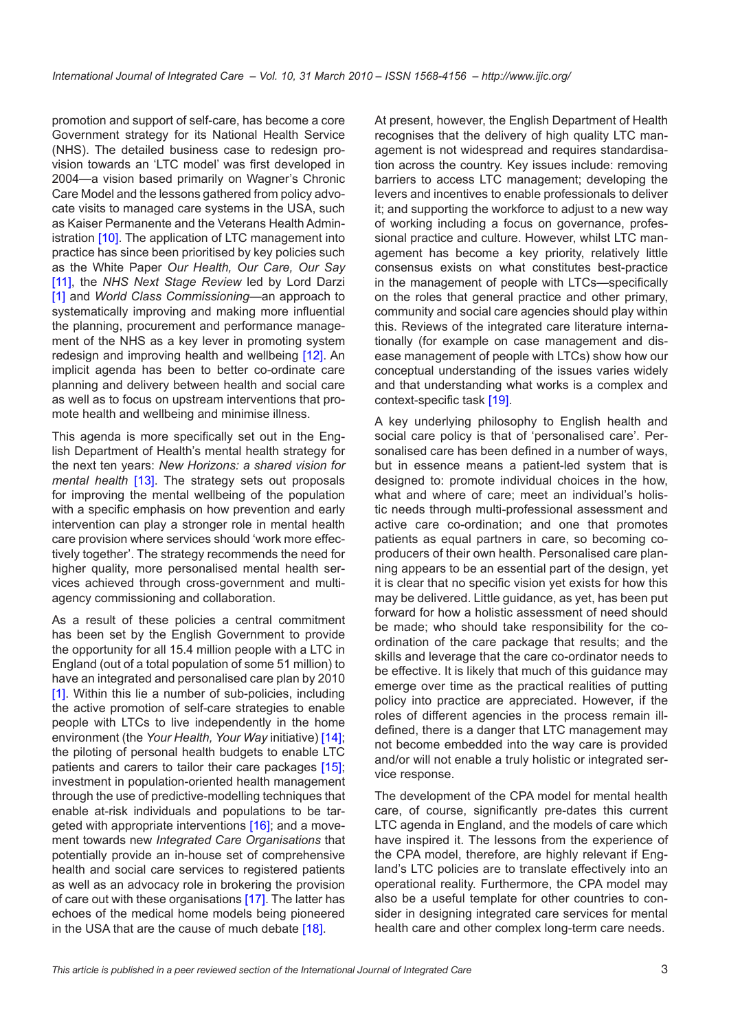promotion and support of self-care, has become a core Government strategy for its National Health Service (NHS). The detailed business case to redesign provision towards an 'LTC model' was first developed in 2004—a vision based primarily on Wagner's Chronic Care Model and the lessons gathered from policy advocate visits to managed care systems in the USA, such as Kaiser Permanente and the Veterans Health Administration [10]. The application of LTC management into practice has since been prioritised by key policies such as the White Paper *Our Health, Our Care, Our Say* [11], the *NHS Next Stage Review* led by Lord Darzi [1] and *World Class Commissioning*—an approach to systematically improving and making more influential the planning, procurement and performance management of the NHS as a key lever in promoting system redesign and improving health and wellbeing [12]. An implicit agenda has been to better co-ordinate care planning and delivery between health and social care as well as to focus on upstream interventions that promote health and wellbeing and minimise illness.

This agenda is more specifically set out in the English Department of Health's mental health strategy for the next ten years: *New Horizons: a shared vision for mental health* [13]. The strategy sets out proposals for improving the mental wellbeing of the population with a specific emphasis on how prevention and early intervention can play a stronger role in mental health care provision where services should 'work more effectively together'. The strategy recommends the need for higher quality, more personalised mental health services achieved through cross-government and multi-agency commissioning and collaboration.

As a result of these policies a central commitment has been set by the English Government to provide the opportunity for all 15.4 million people with a LTC in England (out of a total population of some 51 million) to have an integrated and personalised care plan by 2010 [1]. Within this lie a number of sub-policies, including the active promotion of self-care strategies to enable people with LTCs to live independently in the home environment (the *Your Health, Your Way* initiative) [14]; the piloting of personal health budgets to enable LTC patients and carers to tailor their care packages [15]; investment in population-oriented health management through the use of predictive-modelling techniques that enable at-risk individuals and populations to be targeted with appropriate interventions [16]; and a movement towards new *Integrated Care Organisations* that potentially provide an in-house set of comprehensive health and social care services to registered patients as well as an advocacy role in brokering the provision of care out with these organisations [17]. The latter has echoes of the medical home models being pioneered in the USA that are the cause of much debate [18].

At present, however, the English Department of Health recognises that the delivery of high quality LTC management is not widespread and requires standardisation across the country. Key issues include: removing barriers to access LTC management; developing the levers and incentives to enable professionals to deliver it; and supporting the workforce to adjust to a new way of working including a focus on governance, professional practice and culture. However, whilst LTC management has become a key priority, relatively little consensus exists on what constitutes best-practice in the management of people with LTCs—specifically on the roles that general practice and other primary, community and social care agencies should play within this. Reviews of the integrated care literature internationally (for example on case management and disease management of people with LTCs) show how our conceptual understanding of the issues varies widely and that understanding what works is a complex and context-specific task [19].

A key underlying philosophy to English health and social care policy is that of 'personalised care'. Personalised care has been defined in a number of ways, but in essence means a patient-led system that is designed to: promote individual choices in the how, what and where of care; meet an individual's holistic needs through multi-professional assessment and active care co-ordination; and one that promotes patients as equal partners in care, so becoming co-producers of their own health. Personalised care planning appears to be an essential part of the design, yet it is clear that no specific vision yet exists for how this may be delivered. Little guidance, as yet, has been put forward for how a holistic assessment of need should be made; who should take responsibility for the co-ordination of the care package that results; and the skills and leverage that the care co-ordinator needs to be effective. It is likely that much of this guidance may emerge over time as the practical realities of putting policy into practice are appreciated. However, if the roles of different agencies in the process remain ill-defined, there is a danger that LTC management may not become embedded into the way care is provided and/or will not enable a truly holistic or integrated service response.

The development of the CPA model for mental health care, of course, significantly pre-dates this current LTC agenda in England, and the models of care which have inspired it. The lessons from the experience of the CPA model, therefore, are highly relevant if England's LTC policies are to translate effectively into an operational reality. Furthermore, the CPA model may also be a useful template for other countries to consider in designing integrated care services for mental health care and other complex long-term care needs.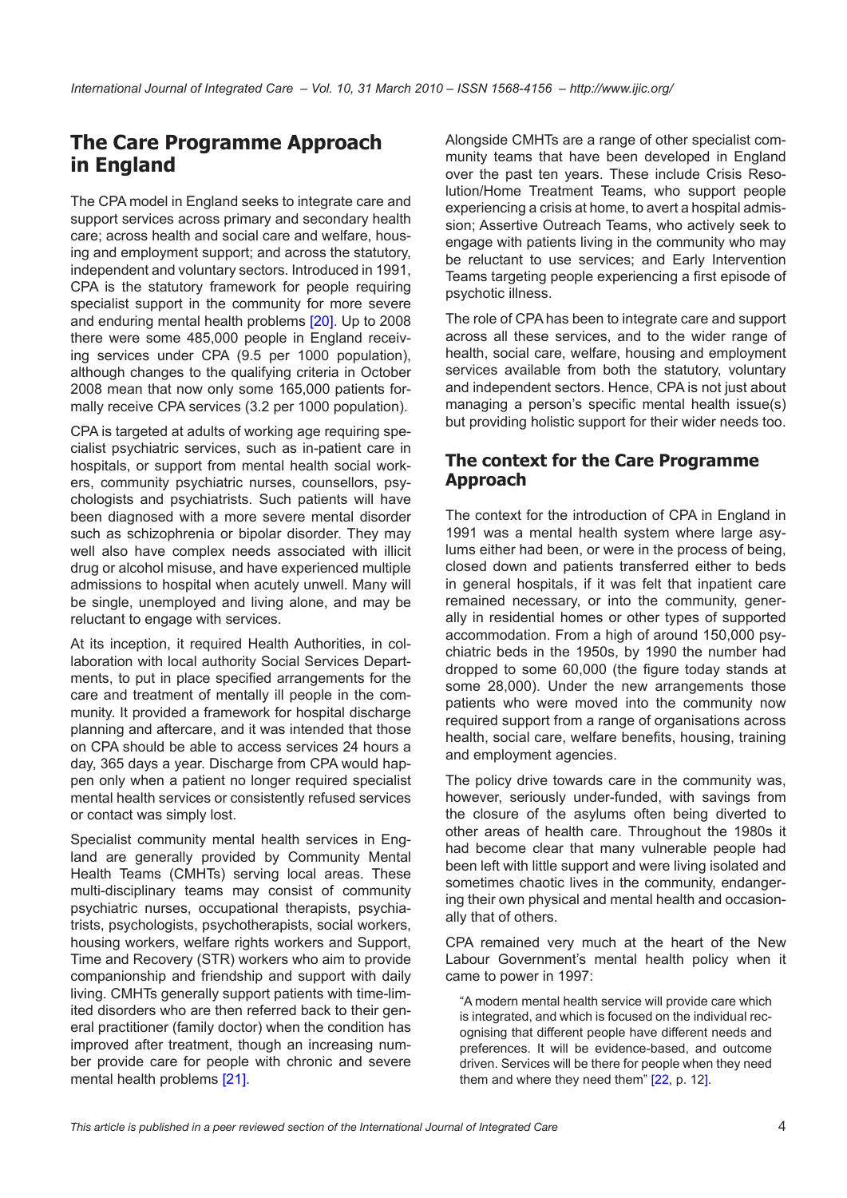## The Care Programme Approach in England

The CPA model in England seeks to integrate care and support services across primary and secondary health care; across health and social care and welfare, housing and employment support; and across the statutory, independent and voluntary sectors. Introduced in 1991, CPA is the statutory framework for people requiring specialist support in the community for more severe and enduring mental health problems [20]. Up to 2008 there were some 485,000 people in England receiving services under CPA (9.5 per 1000 population), although changes to the qualifying criteria in October 2008 mean that now only some 165,000 patients formally receive CPA services (3.2 per 1000 population).

CPA is targeted at adults of working age requiring specialist psychiatric services, such as in-patient care in hospitals, or support from mental health social workers, community psychiatric nurses, counsellors, psychologists and psychiatrists. Such patients will have been diagnosed with a more severe mental disorder such as schizophrenia or bipolar disorder. They may well also have complex needs associated with illicit drug or alcohol misuse, and have experienced multiple admissions to hospital when acutely unwell. Many will be single, unemployed and living alone, and may be reluctant to engage with services.

At its inception, it required Health Authorities, in collaboration with local authority Social Services Departments, to put in place specified arrangements for the care and treatment of mentally ill people in the community. It provided a framework for hospital discharge planning and aftercare, and it was intended that those on CPA should be able to access services 24 hours a day, 365 days a year. Discharge from CPA would happen only when a patient no longer required specialist mental health services or consistently refused services or contact was simply lost.

Specialist community mental health services in England are generally provided by Community Mental Health Teams (CMHTs) serving local areas. These multi-disciplinary teams may consist of community psychiatric nurses, occupational therapists, psychiatrists, psychologists, psychotherapists, social workers, housing workers, welfare rights workers and Support, Time and Recovery (STR) workers who aim to provide companionship and friendship and support with daily living. CMHTs generally support patients with time-limited disorders who are then referred back to their general practitioner (family doctor) when the condition has improved after treatment, though an increasing number provide care for people with chronic and severe mental health problems [21].

Alongside CMHTs are a range of other specialist community teams that have been developed in England over the past ten years. These include Crisis Resolution/Home Treatment Teams, who support people experiencing a crisis at home, to avert a hospital admission; Assertive Outreach Teams, who actively seek to engage with patients living in the community who may be reluctant to use services; and Early Intervention Teams targeting people experiencing a first episode of psychotic illness.

The role of CPA has been to integrate care and support across all these services, and to the wider range of health, social care, welfare, housing and employment services available from both the statutory, voluntary and independent sectors. Hence, CPA is not just about managing a person's specific mental health issue(s) but providing holistic support for their wider needs too.

### The context for the Care Programme Approach

The context for the introduction of CPA in England in 1991 was a mental health system where large asylums either had been, or were in the process of being, closed down and patients transferred either to beds in general hospitals, if it was felt that inpatient care remained necessary, or into the community, generally in residential homes or other types of supported accommodation. From a high of around 150,000 psychiatric beds in the 1950s, by 1990 the number had dropped to some 60,000 (the figure today stands at some 28,000). Under the new arrangements those patients who were moved into the community now required support from a range of organisations across health, social care, welfare benefits, housing, training and employment agencies.

The policy drive towards care in the community was, however, seriously under-funded, with savings from the closure of the asylums often being diverted to other areas of health care. Throughout the 1980s it had become clear that many vulnerable people had been left with little support and were living isolated and sometimes chaotic lives in the community, endangering their own physical and mental health and occasionally that of others.

CPA remained very much at the heart of the New Labour Government's mental health policy when it came to power in 1997:

> "A modern mental health service will provide care which is integrated, and which is focused on the individual recognising that different people have different needs and preferences. It will be evidence-based, and outcome driven. Services will be there for people when they need them and where they need them" [22, p. 12].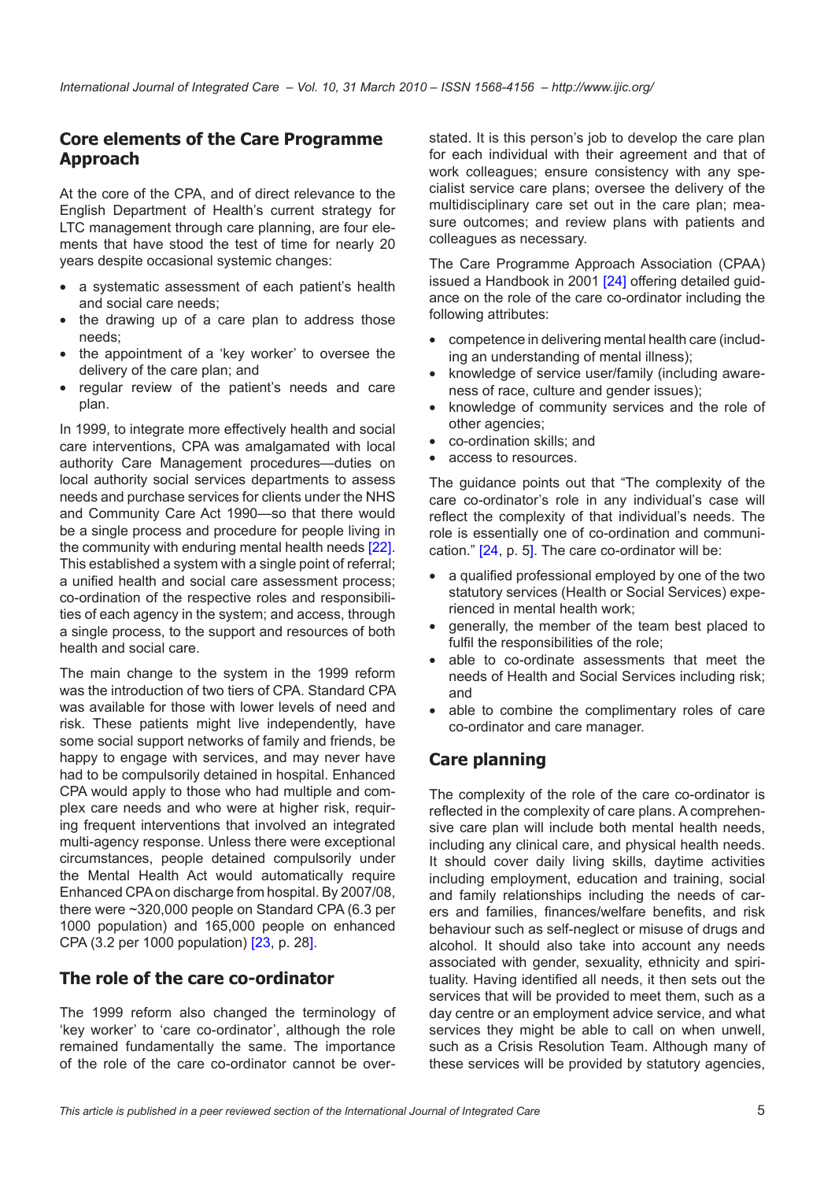## Core elements of the Care Programme Approach

At the core of the CPA, and of direct relevance to the English Department of Health's current strategy for LTC management through care planning, are four elements that have stood the test of time for nearly 20 years despite occasional systemic changes:

- a systematic assessment of each patient's health and social care needs;
- the drawing up of a care plan to address those needs;
- the appointment of a 'key worker' to oversee the delivery of the care plan; and
- regular review of the patient's needs and care plan.

In 1999, to integrate more effectively health and social care interventions, CPA was amalgamated with local authority Care Management procedures—duties on local authority social services departments to assess needs and purchase services for clients under the NHS and Community Care Act 1990—so that there would be a single process and procedure for people living in the community with enduring mental health needs [22]. This established a system with a single point of referral; a unified health and social care assessment process; co-ordination of the respective roles and responsibilities of each agency in the system; and access, through a single process, to the support and resources of both health and social care.

The main change to the system in the 1999 reform was the introduction of two tiers of CPA. Standard CPA was available for those with lower levels of need and risk. These patients might live independently, have some social support networks of family and friends, be happy to engage with services, and may never have had to be compulsorily detained in hospital. Enhanced CPA would apply to those who had multiple and complex care needs and who were at higher risk, requiring frequent interventions that involved an integrated multi-agency response. Unless there were exceptional circumstances, people detained compulsorily under the Mental Health Act would automatically require Enhanced CPA on discharge from hospital. By 2007/08, there were ~320,000 people on Standard CPA (6.3 per 1000 population) and 165,000 people on enhanced CPA (3.2 per 1000 population) [23, p. 28].

## The role of the care co-ordinator

The 1999 reform also changed the terminology of 'key worker' to 'care co-ordinator', although the role remained fundamentally the same. The importance of the role of the care co-ordinator cannot be overstated. It is this person's job to develop the care plan for each individual with their agreement and that of work colleagues; ensure consistency with any specialist service care plans; oversee the delivery of the multidisciplinary care set out in the care plan; measure outcomes; and review plans with patients and colleagues as necessary.

The Care Programme Approach Association (CPAA) issued a Handbook in 2001 [24] offering detailed guidance on the role of the care co-ordinator including the following attributes:

- competence in delivering mental health care (including an understanding of mental illness);
- knowledge of service user/family (including awareness of race, culture and gender issues);
- knowledge of community services and the role of other agencies;
- co-ordination skills; and
- access to resources.

The guidance points out that "The complexity of the care co-ordinator's role in any individual's case will reflect the complexity of that individual's needs. The role is essentially one of co-ordination and communication." [24, p. 5]. The care co-ordinator will be:

- a qualified professional employed by one of the two statutory services (Health or Social Services) experienced in mental health work;
- generally, the member of the team best placed to fulfil the responsibilities of the role;
- able to co-ordinate assessments that meet the needs of Health and Social Services including risk; and
- able to combine the complimentary roles of care co-ordinator and care manager.

## Care planning

The complexity of the role of the care co-ordinator is reflected in the complexity of care plans. A comprehensive care plan will include both mental health needs, including any clinical care, and physical health needs. It should cover daily living skills, daytime activities including employment, education and training, social and family relationships including the needs of carers and families, finances/welfare benefits, and risk behaviour such as self-neglect or misuse of drugs and alcohol. It should also take into account any needs associated with gender, sexuality, ethnicity and spirituality. Having identified all needs, it then sets out the services that will be provided to meet them, such as a day centre or an employment advice service, and what services they might be able to call on when unwell, such as a Crisis Resolution Team. Although many of these services will be provided by statutory agencies,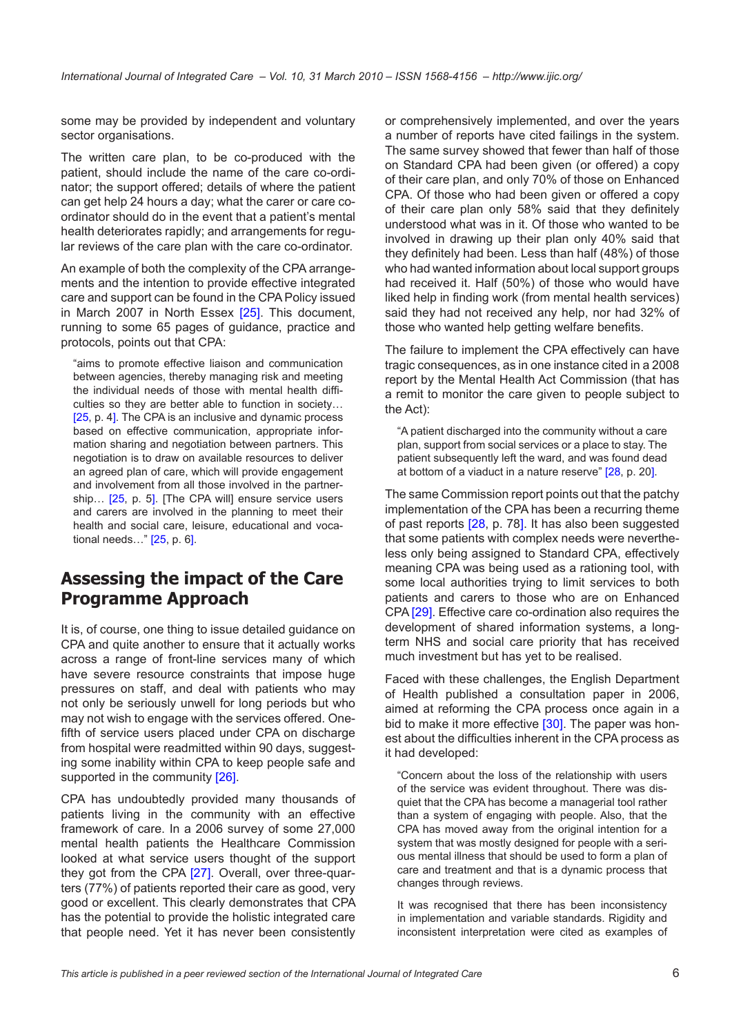some may be provided by independent and voluntary sector organisations.

The written care plan, to be co-produced with the patient, should include the name of the care co-ordinator; the support offered; details of where the patient can get help 24 hours a day; what the carer or care co-ordinator should do in the event that a patient's mental health deteriorates rapidly; and arrangements for regular reviews of the care plan with the care co-ordinator.

An example of both the complexity of the CPA arrangements and the intention to provide effective integrated care and support can be found in the CPA Policy issued in March 2007 in North Essex [25]. This document, running to some 65 pages of guidance, practice and protocols, points out that CPA:

> "aims to promote effective liaison and communication between agencies, thereby managing risk and meeting the individual needs of those with mental health difficulties so they are better able to function in society… [25, p. 4]. The CPA is an inclusive and dynamic process based on effective communication, appropriate information sharing and negotiation between partners. This negotiation is to draw on available resources to deliver an agreed plan of care, which will provide engagement and involvement from all those involved in the partnership… [25, p. 5]. [The CPA will] ensure service users and carers are involved in the planning to meet their health and social care, leisure, educational and vocational needs…" [25, p. 6].

## Assessing the impact of the Care Programme Approach

It is, of course, one thing to issue detailed guidance on CPA and quite another to ensure that it actually works across a range of front-line services many of which have severe resource constraints that impose huge pressures on staff, and deal with patients who may not only be seriously unwell for long periods but who may not wish to engage with the services offered. One-fifth of service users placed under CPA on discharge from hospital were readmitted within 90 days, suggesting some inability within CPA to keep people safe and supported in the community [26].

CPA has undoubtedly provided many thousands of patients living in the community with an effective framework of care. In a 2006 survey of some 27,000 mental health patients the Healthcare Commission looked at what service users thought of the support they got from the CPA [27]. Overall, over three-quarters (77%) of patients reported their care as good, very good or excellent. This clearly demonstrates that CPA has the potential to provide the holistic integrated care that people need. Yet it has never been consistently or comprehensively implemented, and over the years a number of reports have cited failings in the system. The same survey showed that fewer than half of those on Standard CPA had been given (or offered) a copy of their care plan, and only 70% of those on Enhanced CPA. Of those who had been given or offered a copy of their care plan only 58% said that they definitely understood what was in it. Of those who wanted to be involved in drawing up their plan only 40% said that they definitely had been. Less than half (48%) of those who had wanted information about local support groups had received it. Half (50%) of those who would have liked help in finding work (from mental health services) said they had not received any help, nor had 32% of those who wanted help getting welfare benefits.

The failure to implement the CPA effectively can have tragic consequences, as in one instance cited in a 2008 report by the Mental Health Act Commission (that has a remit to monitor the care given to people subject to the Act):

> "A patient discharged into the community without a care plan, support from social services or a place to stay. The patient subsequently left the ward, and was found dead at bottom of a viaduct in a nature reserve" [28, p. 20].

The same Commission report points out that the patchy implementation of the CPA has been a recurring theme of past reports [28, p. 78]. It has also been suggested that some patients with complex needs were nevertheless only being assigned to Standard CPA, effectively meaning CPA was being used as a rationing tool, with some local authorities trying to limit services to both patients and carers to those who are on Enhanced CPA [29]. Effective care co-ordination also requires the development of shared information systems, a long-term NHS and social care priority that has received much investment but has yet to be realised.

Faced with these challenges, the English Department of Health published a consultation paper in 2006, aimed at reforming the CPA process once again in a bid to make it more effective [30]. The paper was honest about the difficulties inherent in the CPA process as it had developed:

> "Concern about the loss of the relationship with users of the service was evident throughout. There was disquiet that the CPA has become a managerial tool rather than a system of engaging with people. Also, that the CPA has moved away from the original intention for a system that was mostly designed for people with a serious mental illness that should be used to form a plan of care and treatment and that is a dynamic process that changes through reviews.
>
> It was recognised that there has been inconsistency in implementation and variable standards. Rigidity and inconsistent interpretation were cited as examples of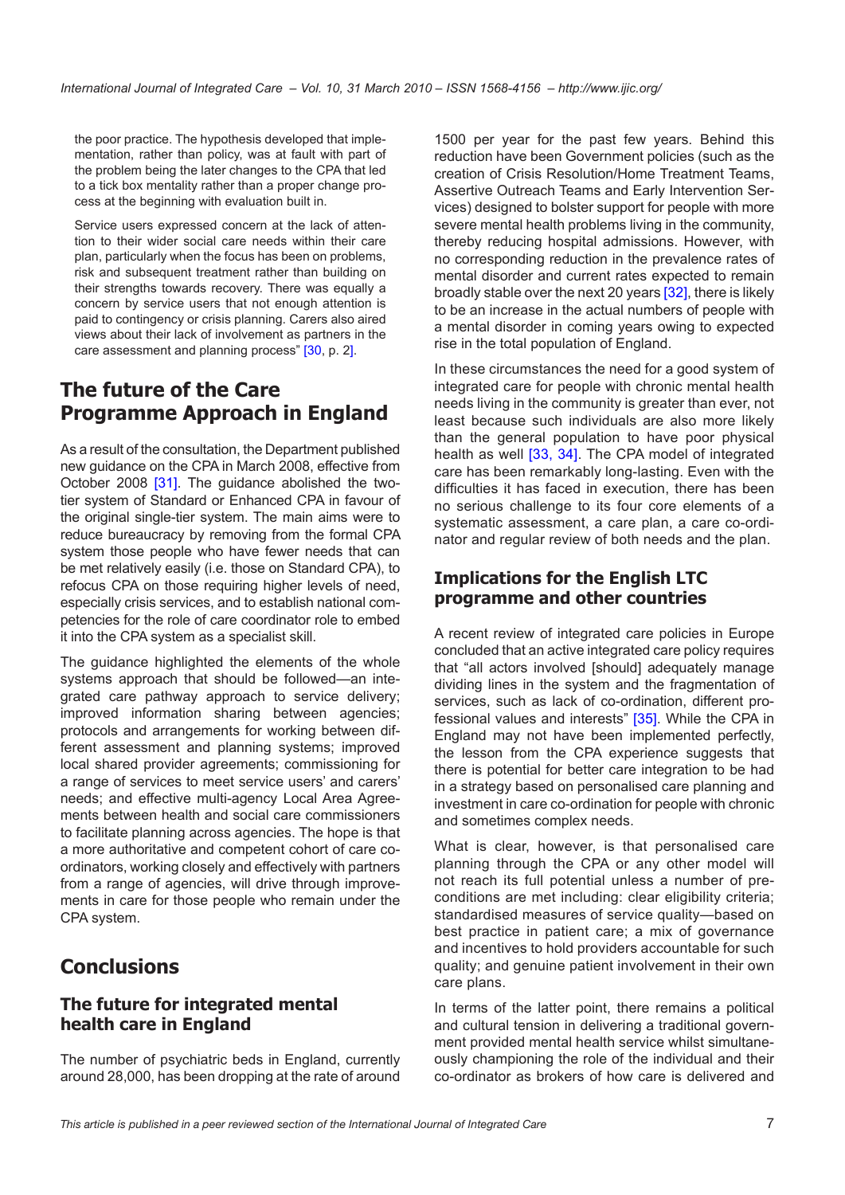the poor practice. The hypothesis developed that implementation, rather than policy, was at fault with part of the problem being the later changes to the CPA that led to a tick box mentality rather than a proper change process at the beginning with evaluation built in.

Service users expressed concern at the lack of attention to their wider social care needs within their care plan, particularly when the focus has been on problems, risk and subsequent treatment rather than building on their strengths towards recovery. There was equally a concern by service users that not enough attention is paid to contingency or crisis planning. Carers also aired views about their lack of involvement as partners in the care assessment and planning process" [30, p. 2].

# The future of the Care Programme Approach in England

As a result of the consultation, the Department published new guidance on the CPA in March 2008, effective from October 2008 [31]. The guidance abolished the two-tier system of Standard or Enhanced CPA in favour of the original single-tier system. The main aims were to reduce bureaucracy by removing from the formal CPA system those people who have fewer needs that can be met relatively easily (i.e. those on Standard CPA), to refocus CPA on those requiring higher levels of need, especially crisis services, and to establish national competencies for the role of care coordinator role to embed it into the CPA system as a specialist skill.

The guidance highlighted the elements of the whole systems approach that should be followed—an integrated care pathway approach to service delivery; improved information sharing between agencies; protocols and arrangements for working between different assessment and planning systems; improved local shared provider agreements; commissioning for a range of services to meet service users' and carers' needs; and effective multi-agency Local Area Agreements between health and social care commissioners to facilitate planning across agencies. The hope is that a more authoritative and competent cohort of care co-ordinators, working closely and effectively with partners from a range of agencies, will drive through improvements in care for those people who remain under the CPA system.

# Conclusions

## The future for integrated mental health care in England

The number of psychiatric beds in England, currently around 28,000, has been dropping at the rate of around 1500 per year for the past few years. Behind this reduction have been Government policies (such as the creation of Crisis Resolution/Home Treatment Teams, Assertive Outreach Teams and Early Intervention Services) designed to bolster support for people with more severe mental health problems living in the community, thereby reducing hospital admissions. However, with no corresponding reduction in the prevalence rates of mental disorder and current rates expected to remain broadly stable over the next 20 years [32], there is likely to be an increase in the actual numbers of people with a mental disorder in coming years owing to expected rise in the total population of England.

In these circumstances the need for a good system of integrated care for people with chronic mental health needs living in the community is greater than ever, not least because such individuals are also more likely than the general population to have poor physical health as well [33, 34]. The CPA model of integrated care has been remarkably long-lasting. Even with the difficulties it has faced in execution, there has been no serious challenge to its four core elements of a systematic assessment, a care plan, a care co-ordinator and regular review of both needs and the plan.

## Implications for the English LTC programme and other countries

A recent review of integrated care policies in Europe concluded that an active integrated care policy requires that "all actors involved [should] adequately manage dividing lines in the system and the fragmentation of services, such as lack of co-ordination, different professional values and interests" [35]. While the CPA in England may not have been implemented perfectly, the lesson from the CPA experience suggests that there is potential for better care integration to be had in a strategy based on personalised care planning and investment in care co-ordination for people with chronic and sometimes complex needs.

What is clear, however, is that personalised care planning through the CPA or any other model will not reach its full potential unless a number of preconditions are met including: clear eligibility criteria; standardised measures of service quality—based on best practice in patient care; a mix of governance and incentives to hold providers accountable for such quality; and genuine patient involvement in their own care plans.

In terms of the latter point, there remains a political and cultural tension in delivering a traditional government provided mental health service whilst simultaneously championing the role of the individual and their co-ordinator as brokers of how care is delivered and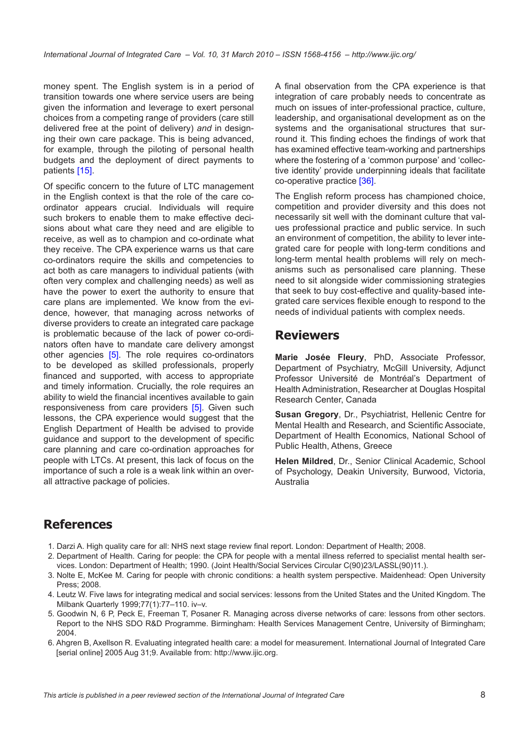money spent. The English system is in a period of transition towards one where service users are being given the information and leverage to exert personal choices from a competing range of providers (care still delivered free at the point of delivery) *and* in designing their own care package. This is being advanced, for example, through the piloting of personal health budgets and the deployment of direct payments to patients [15].

Of specific concern to the future of LTC management in the English context is that the role of the care co-ordinator appears crucial. Individuals will require such brokers to enable them to make effective decisions about what care they need and are eligible to receive, as well as to champion and co-ordinate what they receive. The CPA experience warns us that care co-ordinators require the skills and competencies to act both as care managers to individual patients (with often very complex and challenging needs) as well as have the power to exert the authority to ensure that care plans are implemented. We know from the evidence, however, that managing across networks of diverse providers to create an integrated care package is problematic because of the lack of power co-ordinators often have to mandate care delivery amongst other agencies [5]. The role requires co-ordinators to be developed as skilled professionals, properly financed and supported, with access to appropriate and timely information. Crucially, the role requires an ability to wield the financial incentives available to gain responsiveness from care providers [5]. Given such lessons, the CPA experience would suggest that the English Department of Health be advised to provide guidance and support to the development of specific care planning and care co-ordination approaches for people with LTCs. At present, this lack of focus on the importance of such a role is a weak link within an overall attractive package of policies.

A final observation from the CPA experience is that integration of care probably needs to concentrate as much on issues of inter-professional practice, culture, leadership, and organisational development as on the systems and the organisational structures that surround it. This finding echoes the findings of work that has examined effective team-working and partnerships where the fostering of a 'common purpose' and 'collective identity' provide underpinning ideals that facilitate co-operative practice [36].

The English reform process has championed choice, competition and provider diversity and this does not necessarily sit well with the dominant culture that values professional practice and public service. In such an environment of competition, the ability to lever integrated care for people with long-term conditions and long-term mental health problems will rely on mechanisms such as personalised care planning. These need to sit alongside wider commissioning strategies that seek to buy cost-effective and quality-based integrated care services flexible enough to respond to the needs of individual patients with complex needs.

## Reviewers

**Marie Josée Fleury**, PhD, Associate Professor, Department of Psychiatry, McGill University, Adjunct Professor Université de Montréal's Department of Health Administration, Researcher at Douglas Hospital Research Center, Canada

**Susan Gregory**, Dr., Psychiatrist, Hellenic Centre for Mental Health and Research, and Scientific Associate, Department of Health Economics, National School of Public Health, Athens, Greece

**Helen Mildred**, Dr., Senior Clinical Academic, School of Psychology, Deakin University, Burwood, Victoria, Australia

## References

1. Darzi A. High quality care for all: NHS next stage review final report. London: Department of Health; 2008.
2. Department of Health. Caring for people: the CPA for people with a mental illness referred to specialist mental health services. London: Department of Health; 1990. (Joint Health/Social Services Circular C(90)23/LASSL(90)11.).
3. Nolte E, McKee M. Caring for people with chronic conditions: a health system perspective. Maidenhead: Open University Press; 2008.
4. Leutz W. Five laws for integrating medical and social services: lessons from the United States and the United Kingdom. The Milbank Quarterly 1999;77(1):77–110. iv–v.
5. Goodwin N, 6 P, Peck E, Freeman T, Posaner R. Managing across diverse networks of care: lessons from other sectors. Report to the NHS SDO R&D Programme. Birmingham: Health Services Management Centre, University of Birmingham; 2004.
6. Ahgren B, Axellson R. Evaluating integrated health care: a model for measurement. International Journal of Integrated Care [serial online] 2005 Aug 31;9. Available from: http://www.ijic.org.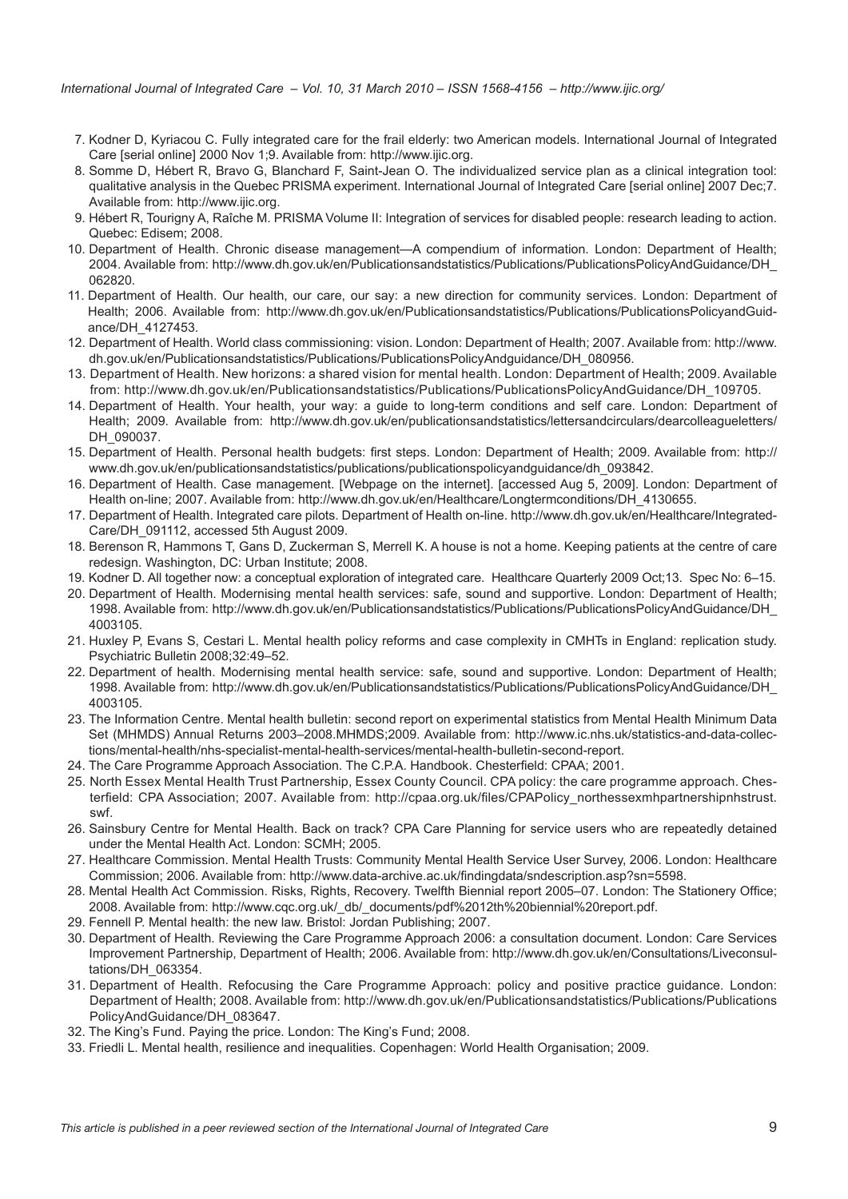7. Kodner D, Kyriacou C. Fully integrated care for the frail elderly: two American models. International Journal of Integrated Care [serial online] 2000 Nov 1;9. Available from: http://www.ijic.org.
8. Somme D, Hébert R, Bravo G, Blanchard F, Saint-Jean O. The individualized service plan as a clinical integration tool: qualitative analysis in the Quebec PRISMA experiment. International Journal of Integrated Care [serial online] 2007 Dec;7. Available from: http://www.ijic.org.
9. Hébert R, Tourigny A, Raîche M. PRISMA Volume II: Integration of services for disabled people: research leading to action. Quebec: Edisem; 2008.
10. Department of Health. Chronic disease management—A compendium of information. London: Department of Health; 2004. Available from: http://www.dh.gov.uk/en/Publicationsandstatistics/Publications/PublicationsPolicyAndGuidance/DH_062820.
11. Department of Health. Our health, our care, our say: a new direction for community services. London: Department of Health; 2006. Available from: http://www.dh.gov.uk/en/Publicationsandstatistics/Publications/PublicationsPolicyandGuidance/DH_4127453.
12. Department of Health. World class commissioning: vision. London: Department of Health; 2007. Available from: http://www.dh.gov.uk/en/Publicationsandstatistics/Publications/PublicationsPolicyAndguidance/DH_080956.
13. Department of Health. New horizons: a shared vision for mental health. London: Department of Health; 2009. Available from: http://www.dh.gov.uk/en/Publicationsandstatistics/Publications/PublicationsPolicyAndGuidance/DH_109705.
14. Department of Health. Your health, your way: a guide to long-term conditions and self care. London: Department of Health; 2009. Available from: http://www.dh.gov.uk/en/publicationsandstatistics/lettersandcirculars/dearcolleagueletters/DH_090037.
15. Department of Health. Personal health budgets: first steps. London: Department of Health; 2009. Available from: http://www.dh.gov.uk/en/publicationsandstatistics/publications/publicationspolicyandguidance/dh_093842.
16. Department of Health. Case management. [Webpage on the internet]. [accessed Aug 5, 2009]. London: Department of Health on-line; 2007. Available from: http://www.dh.gov.uk/en/Healthcare/Longtermconditions/DH_4130655.
17. Department of Health. Integrated care pilots. Department of Health on-line. http://www.dh.gov.uk/en/Healthcare/Integrated-Care/DH_091112, accessed 5th August 2009.
18. Berenson R, Hammons T, Gans D, Zuckerman S, Merrell K. A house is not a home. Keeping patients at the centre of care redesign. Washington, DC: Urban Institute; 2008.
19. Kodner D. All together now: a conceptual exploration of integrated care. Healthcare Quarterly 2009 Oct;13. Spec No: 6–15.
20. Department of Health. Modernising mental health services: safe, sound and supportive. London: Department of Health; 1998. Available from: http://www.dh.gov.uk/en/Publicationsandstatistics/Publications/PublicationsPolicyAndGuidance/DH_4003105.
21. Huxley P, Evans S, Cestari L. Mental health policy reforms and case complexity in CMHTs in England: replication study. Psychiatric Bulletin 2008;32:49–52.
22. Department of health. Modernising mental health service: safe, sound and supportive. London: Department of Health; 1998. Available from: http://www.dh.gov.uk/en/Publicationsandstatistics/Publications/PublicationsPolicyAndGuidance/DH_4003105.
23. The Information Centre. Mental health bulletin: second report on experimental statistics from Mental Health Minimum Data Set (MHMDS) Annual Returns 2003–2008.MHMDS;2009. Available from: http://www.ic.nhs.uk/statistics-and-data-collections/mental-health/nhs-specialist-mental-health-services/mental-health-bulletin-second-report.
24. The Care Programme Approach Association. The C.P.A. Handbook. Chesterfield: CPAA; 2001.
25. North Essex Mental Health Trust Partnership, Essex County Council. CPA policy: the care programme approach. Chesterfield: CPA Association; 2007. Available from: http://cpaa.org.uk/files/CPAPolicy_northessexmhpartnershipnhstrust.swf.
26. Sainsbury Centre for Mental Health. Back on track? CPA Care Planning for service users who are repeatedly detained under the Mental Health Act. London: SCMH; 2005.
27. Healthcare Commission. Mental Health Trusts: Community Mental Health Service User Survey, 2006. London: Healthcare Commission; 2006. Available from: http://www.data-archive.ac.uk/findingdata/sndescription.asp?sn=5598.
28. Mental Health Act Commission. Risks, Rights, Recovery. Twelfth Biennial report 2005–07. London: The Stationery Office; 2008. Available from: http://www.cqc.org.uk/_db/_documents/pdf%2012th%20biennial%20report.pdf.
29. Fennell P. Mental health: the new law. Bristol: Jordan Publishing; 2007.
30. Department of Health. Reviewing the Care Programme Approach 2006: a consultation document. London: Care Services Improvement Partnership, Department of Health; 2006. Available from: http://www.dh.gov.uk/en/Consultations/Liveconsultations/DH_063354.
31. Department of Health. Refocusing the Care Programme Approach: policy and positive practice guidance. London: Department of Health; 2008. Available from: http://www.dh.gov.uk/en/Publicationsandstatistics/Publications/PublicationsPolicyAndGuidance/DH_083647.
32. The King's Fund. Paying the price. London: The King's Fund; 2008.
33. Friedli L. Mental health, resilience and inequalities. Copenhagen: World Health Organisation; 2009.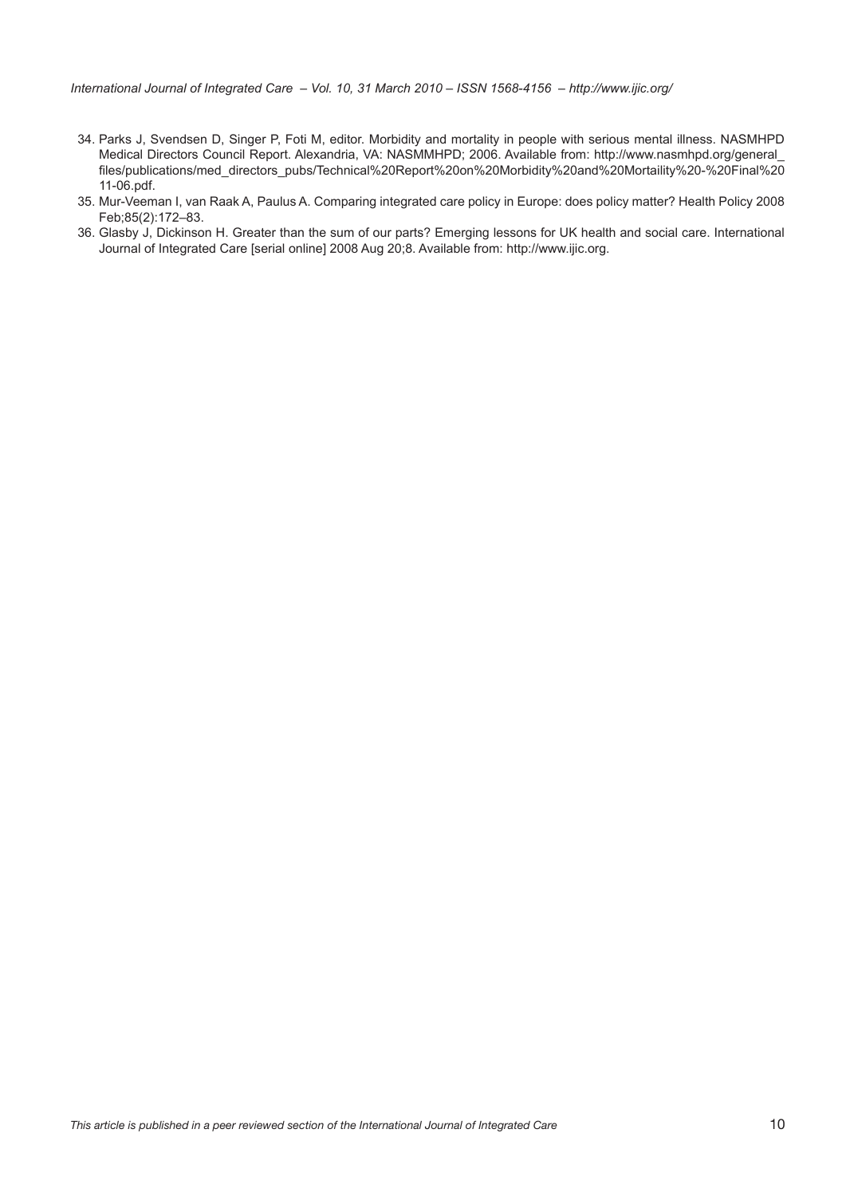34. Parks J, Svendsen D, Singer P, Foti M, editor. Morbidity and mortality in people with serious mental illness. NASMHPD Medical Directors Council Report. Alexandria, VA: NASMMHPD; 2006. Available from: http://www.nasmhpd.org/general_files/publications/med_directors_pubs/Technical%20Report%20on%20Morbidity%20and%20Mortaility%20-%20Final%20 11-06.pdf.
35. Mur-Veeman I, van Raak A, Paulus A. Comparing integrated care policy in Europe: does policy matter? Health Policy 2008 Feb;85(2):172–83.
36. Glasby J, Dickinson H. Greater than the sum of our parts? Emerging lessons for UK health and social care. International Journal of Integrated Care [serial online] 2008 Aug 20;8. Available from: http://www.ijic.org.